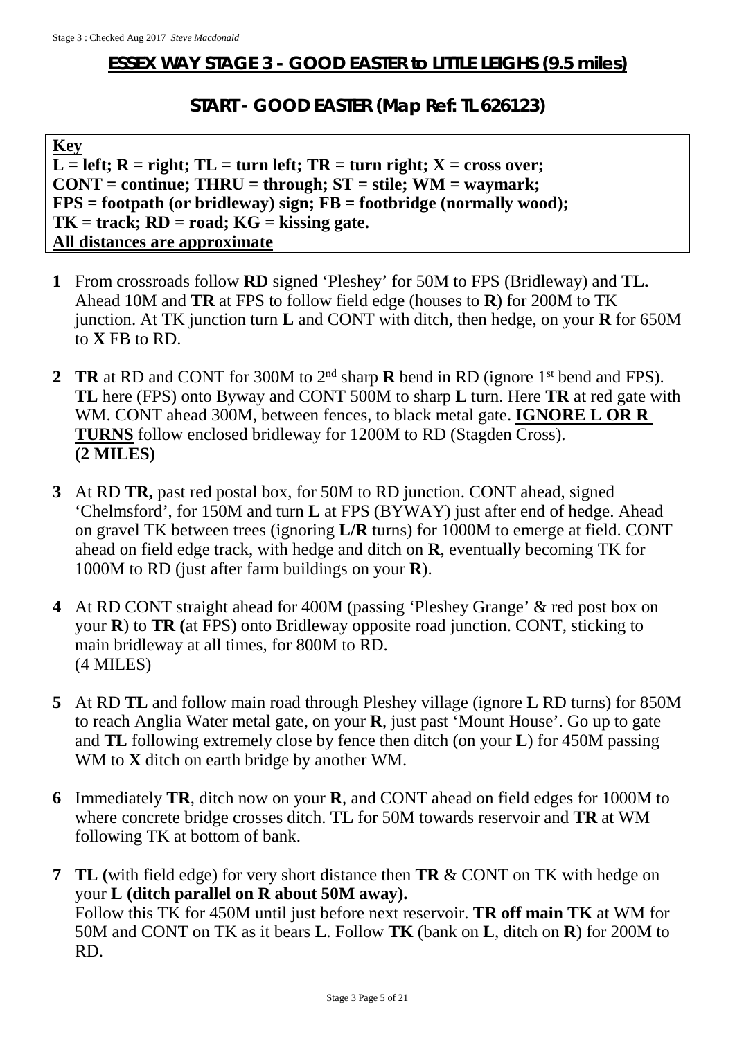Stage 3 : Checked Aug 2017 *Steve Macdonald*

## ESSEX WAY STAGE 3 - GOOD EASTER to LITTLE LEIGHS (9.5 miles)

### START - GOOD EASTER (Map Ref: TL 626123)

**Key**
**L = left; R = right; TL = turn left; TR = turn right; X = cross over;**
**CONT = continue; THRU = through; ST = stile; WM = waymark;**
**FPS = footpath (or bridleway) sign; FB = footbridge (normally wood);**
**TK = track; RD = road; KG = kissing gate.**
**All distances are approximate**

**1** From crossroads follow **RD** signed 'Pleshey' for 50M to FPS (Bridleway) and **TL.** Ahead 10M and **TR** at FPS to follow field edge (houses to **R**) for 200M to TK junction. At TK junction turn **L** and CONT with ditch, then hedge, on your **R** for 650M to **X** FB to RD.

**2** **TR** at RD and CONT for 300M to 2nd sharp **R** bend in RD (ignore 1st bend and FPS). **TL** here (FPS) onto Byway and CONT 500M to sharp **L** turn. Here **TR** at red gate with WM. CONT ahead 300M, between fences, to black metal gate. **IGNORE L OR R TURNS** follow enclosed bridleway for 1200M to RD (Stagden Cross).
**(2 MILES)**

**3** At RD **TR,** past red postal box, for 50M to RD junction. CONT ahead, signed 'Chelmsford', for 150M and turn **L** at FPS (BYWAY) just after end of hedge. Ahead on gravel TK between trees (ignoring **L/R** turns) for 1000M to emerge at field. CONT ahead on field edge track, with hedge and ditch on **R**, eventually becoming TK for 1000M to RD (just after farm buildings on your **R**).

**4** At RD CONT straight ahead for 400M (passing 'Pleshey Grange' & red post box on your **R**) to **TR (**at FPS) onto Bridleway opposite road junction. CONT, sticking to main bridleway at all times, for 800M to RD.
(4 MILES)

**5** At RD **TL** and follow main road through Pleshey village (ignore **L** RD turns) for 850M to reach Anglia Water metal gate, on your **R**, just past 'Mount House'. Go up to gate and **TL** following extremely close by fence then ditch (on your **L**) for 450M passing WM to **X** ditch on earth bridge by another WM.

**6** Immediately **TR**, ditch now on your **R**, and CONT ahead on field edges for 1000M to where concrete bridge crosses ditch. **TL** for 50M towards reservoir and **TR** at WM following TK at bottom of bank.

**7** **TL (**with field edge) for very short distance then **TR** & CONT on TK with hedge on your **L (ditch parallel on R about 50M away).**
Follow this TK for 450M until just before next reservoir. **TR off main TK** at WM for 50M and CONT on TK as it bears **L**. Follow **TK** (bank on **L**, ditch on **R**) for 200M to RD.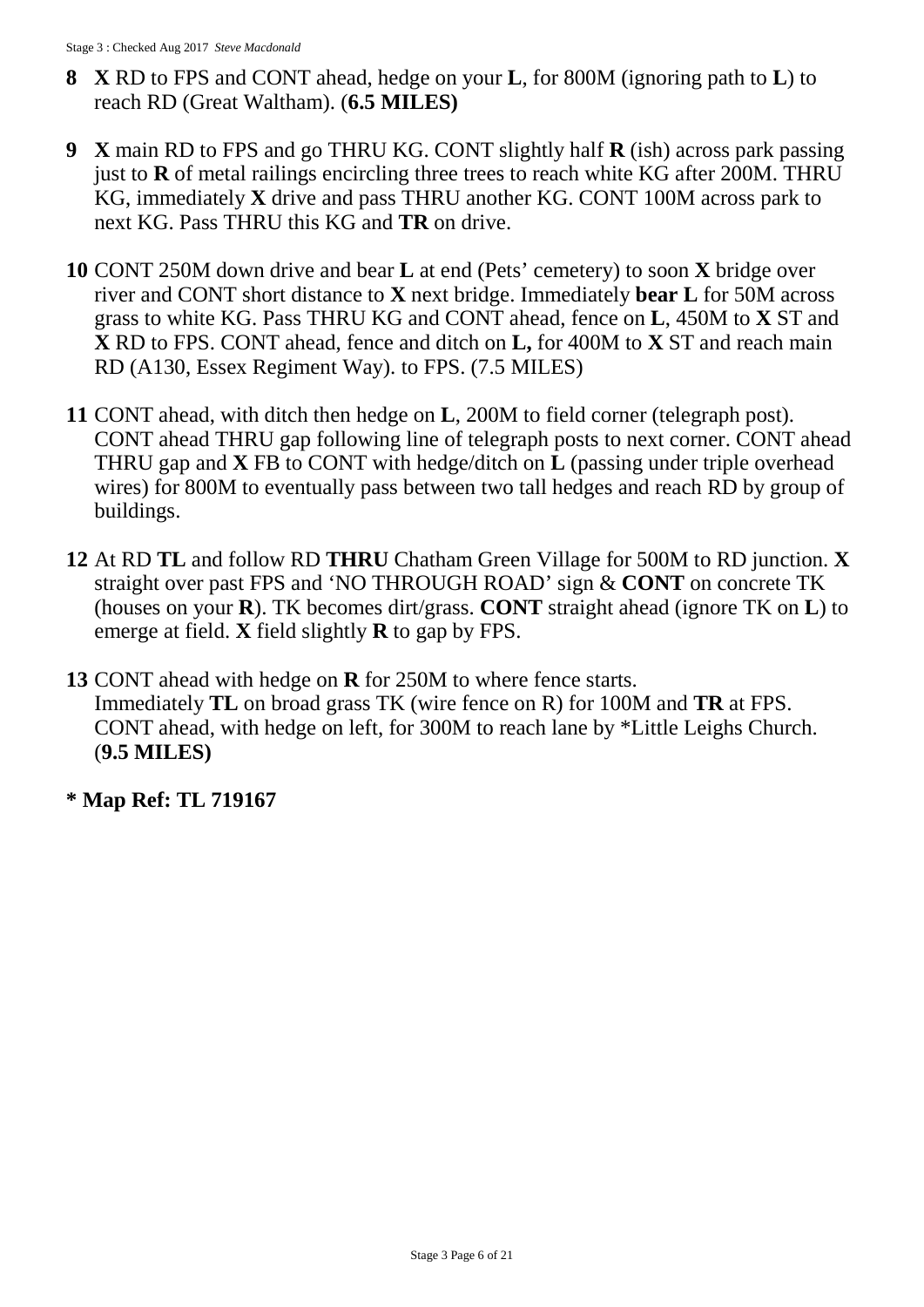**8** **X** RD to FPS and CONT ahead, hedge on your **L**, for 800M (ignoring path to **L**) to reach RD (Great Waltham). (**6.5 MILES)**

**9** **X** main RD to FPS and go THRU KG. CONT slightly half **R** (ish) across park passing just to **R** of metal railings encircling three trees to reach white KG after 200M. THRU KG, immediately **X** drive and pass THRU another KG. CONT 100M across park to next KG. Pass THRU this KG and **TR** on drive.

**10** CONT 250M down drive and bear **L** at end (Pets' cemetery) to soon **X** bridge over river and CONT short distance to **X** next bridge. Immediately **bear L** for 50M across grass to white KG. Pass THRU KG and CONT ahead, fence on **L**, 450M to **X** ST and **X** RD to FPS. CONT ahead, fence and ditch on **L,** for 400M to **X** ST and reach main RD (A130, Essex Regiment Way). to FPS. (7.5 MILES)

**11** CONT ahead, with ditch then hedge on **L**, 200M to field corner (telegraph post). CONT ahead THRU gap following line of telegraph posts to next corner. CONT ahead THRU gap and **X** FB to CONT with hedge/ditch on **L** (passing under triple overhead wires) for 800M to eventually pass between two tall hedges and reach RD by group of buildings.

**12** At RD **TL** and follow RD **THRU** Chatham Green Village for 500M to RD junction. **X** straight over past FPS and 'NO THROUGH ROAD' sign & **CONT** on concrete TK (houses on your **R**). TK becomes dirt/grass. **CONT** straight ahead (ignore TK on **L**) to emerge at field. **X** field slightly **R** to gap by FPS.

**13** CONT ahead with hedge on **R** for 250M to where fence starts.
Immediately **TL** on broad grass TK (wire fence on R) for 100M and **TR** at FPS. CONT ahead, with hedge on left, for 300M to reach lane by *Little Leighs Church. (**9.5 MILES)**

**\* Map Ref: TL 719167**